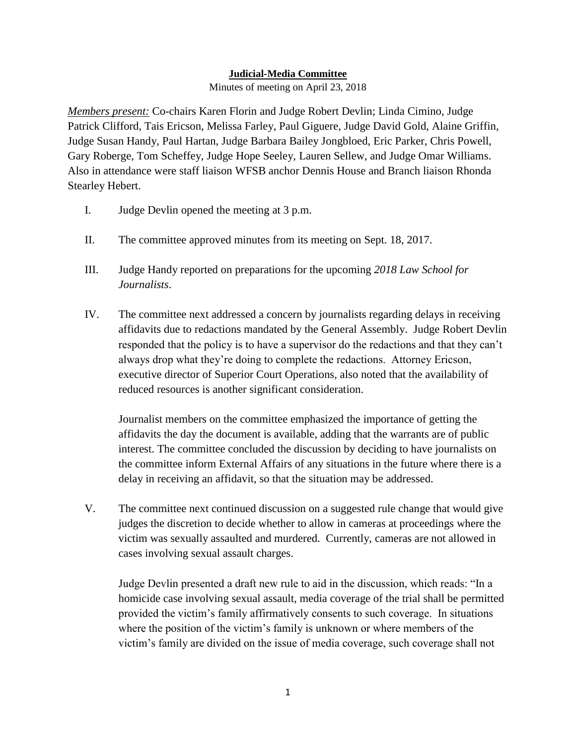**Judicial-Media Committee**

Minutes of meeting on April 23, 2018

*Members present:* Co-chairs Karen Florin and Judge Robert Devlin; Linda Cimino, Judge Patrick Clifford, Tais Ericson, Melissa Farley, Paul Giguere, Judge David Gold, Alaine Griffin, Judge Susan Handy, Paul Hartan, Judge Barbara Bailey Jongbloed, Eric Parker, Chris Powell, Gary Roberge, Tom Scheffey, Judge Hope Seeley, Lauren Sellew, and Judge Omar Williams. Also in attendance were staff liaison WFSB anchor Dennis House and Branch liaison Rhonda Stearley Hebert.

I. Judge Devlin opened the meeting at 3 p.m.

II. The committee approved minutes from its meeting on Sept. 18, 2017.

III. Judge Handy reported on preparations for the upcoming *2018 Law School for Journalists*.

IV. The committee next addressed a concern by journalists regarding delays in receiving affidavits due to redactions mandated by the General Assembly. Judge Robert Devlin responded that the policy is to have a supervisor do the redactions and that they can't always drop what they're doing to complete the redactions. Attorney Ericson, executive director of Superior Court Operations, also noted that the availability of reduced resources is another significant consideration.

   Journalist members on the committee emphasized the importance of getting the affidavits the day the document is available, adding that the warrants are of public interest. The committee concluded the discussion by deciding to have journalists on the committee inform External Affairs of any situations in the future where there is a delay in receiving an affidavit, so that the situation may be addressed.

V. The committee next continued discussion on a suggested rule change that would give judges the discretion to decide whether to allow in cameras at proceedings where the victim was sexually assaulted and murdered. Currently, cameras are not allowed in cases involving sexual assault charges.

   Judge Devlin presented a draft new rule to aid in the discussion, which reads: "In a homicide case involving sexual assault, media coverage of the trial shall be permitted provided the victim's family affirmatively consents to such coverage. In situations where the position of the victim's family is unknown or where members of the victim's family are divided on the issue of media coverage, such coverage shall not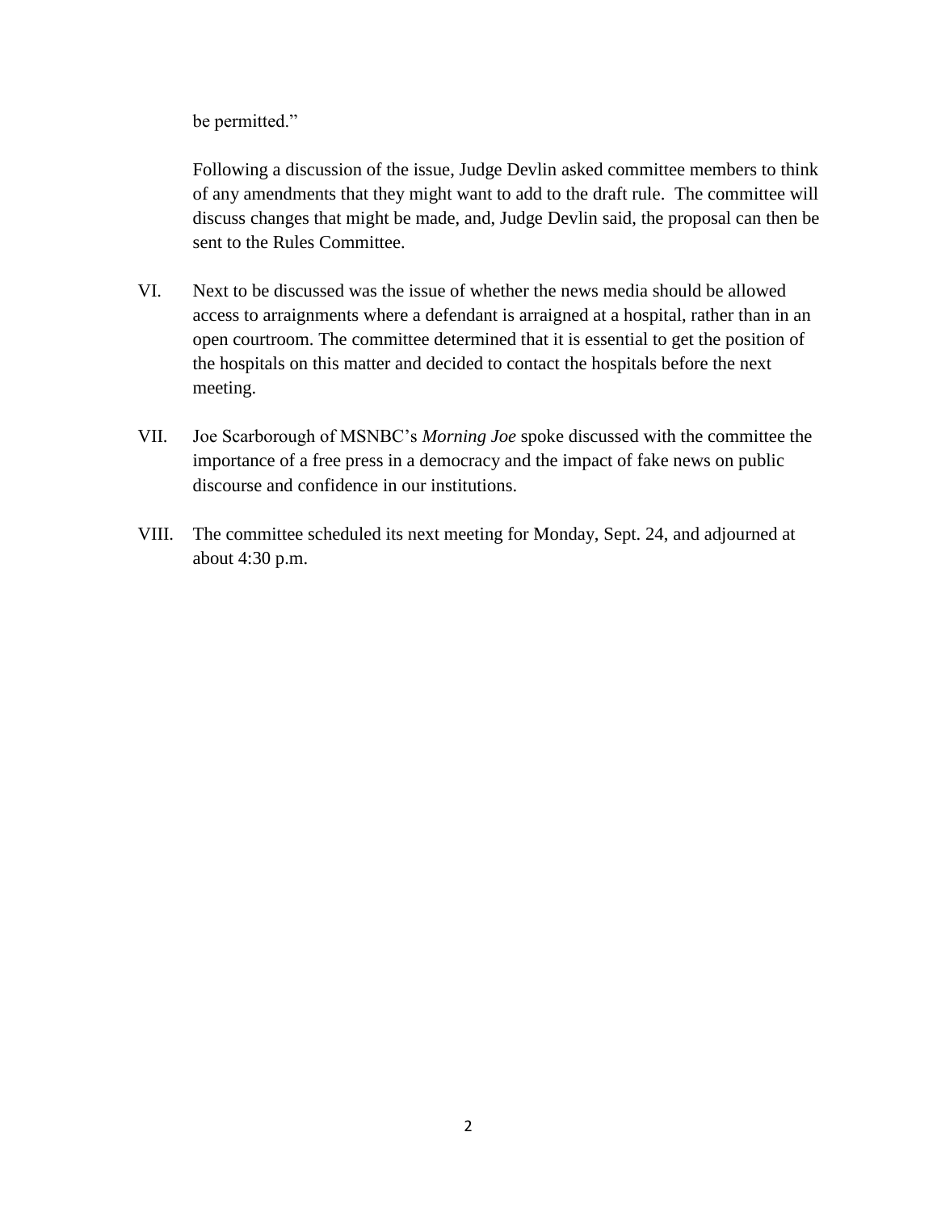be permitted."

Following a discussion of the issue, Judge Devlin asked committee members to think of any amendments that they might want to add to the draft rule. The committee will discuss changes that might be made, and, Judge Devlin said, the proposal can then be sent to the Rules Committee.

VI. Next to be discussed was the issue of whether the news media should be allowed access to arraignments where a defendant is arraigned at a hospital, rather than in an open courtroom. The committee determined that it is essential to get the position of the hospitals on this matter and decided to contact the hospitals before the next meeting.

VII. Joe Scarborough of MSNBC's *Morning Joe* spoke discussed with the committee the importance of a free press in a democracy and the impact of fake news on public discourse and confidence in our institutions.

VIII. The committee scheduled its next meeting for Monday, Sept. 24, and adjourned at about 4:30 p.m.